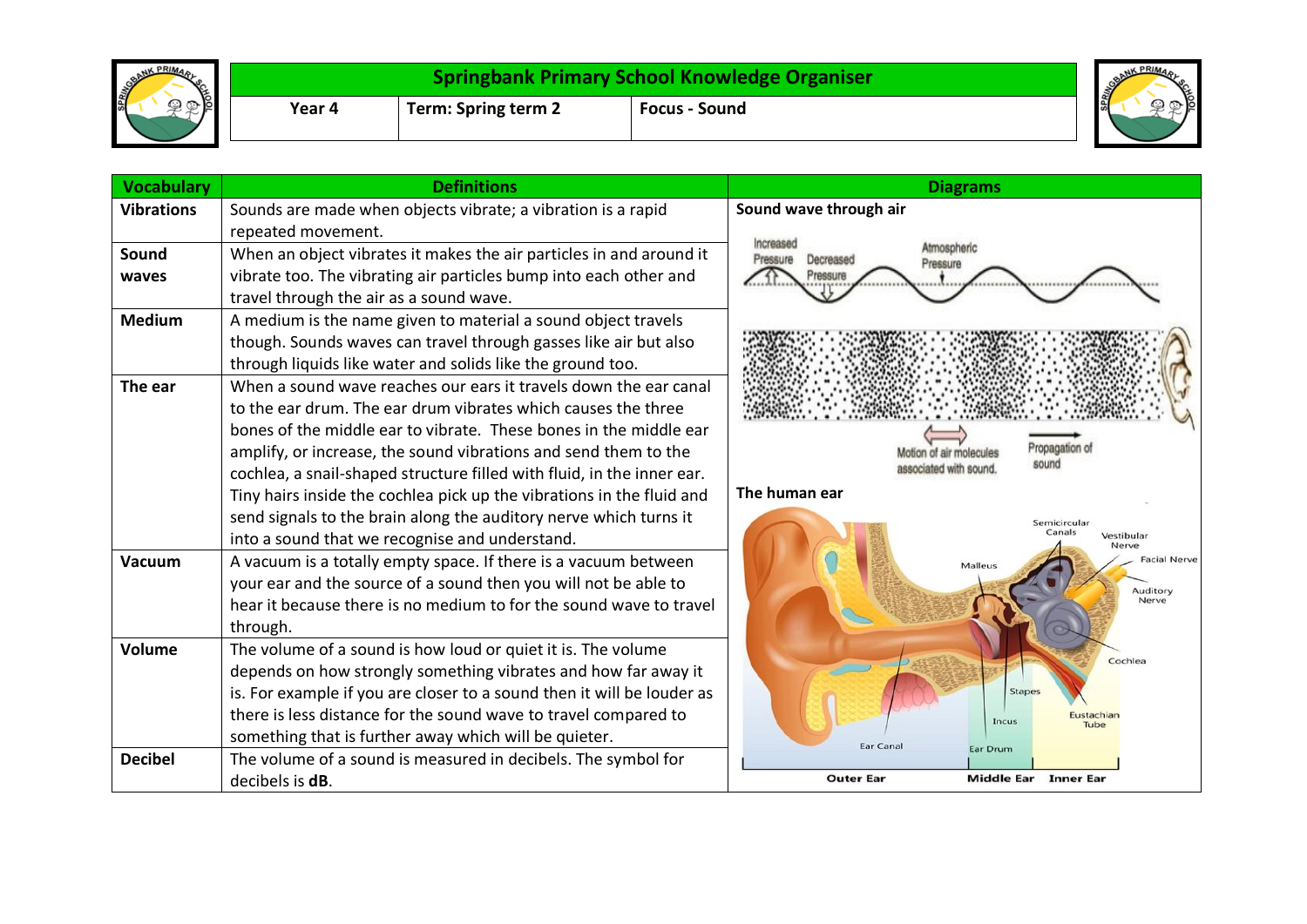# Springbank Primary School Knowledge Organiser

| Year 4 | Term: Spring term 2 | Focus - Sound |
|---|---|---|

| Vocabulary | Definitions |
|---|---|
| **Vibrations** | Sounds are made when objects vibrate; a vibration is a rapid repeated movement. |
| **Sound waves** | When an object vibrates it makes the air particles in and around it vibrate too. The vibrating air particles bump into each other and travel through the air as a sound wave. |
| **Medium** | A medium is the name given to material a sound object travels though. Sounds waves can travel through gasses like air but also through liquids like water and solids like the ground too. |
| **The ear** | When a sound wave reaches our ears it travels down the ear canal to the ear drum. The ear drum vibrates which causes the three bones of the middle ear to vibrate. These bones in the middle ear amplify, or increase, the sound vibrations and send them to the cochlea, a snail-shaped structure filled with fluid, in the inner ear. Tiny hairs inside the cochlea pick up the vibrations in the fluid and send signals to the brain along the auditory nerve which turns it into a sound that we recognise and understand. |
| **Vacuum** | A vacuum is a totally empty space. If there is a vacuum between your ear and the source of a sound then you will not be able to hear it because there is no medium to for the sound wave to travel through. |
| **Volume** | The volume of a sound is how loud or quiet it is. The volume depends on how strongly something vibrates and how far away it is. For example if you are closer to a sound then it will be louder as there is less distance for the sound wave to travel compared to something that is further away which will be quieter. |
| **Decibel** | The volume of a sound is measured in decibels. The symbol for decibels is **dB**. |

## Diagrams

**Sound wave through air**

Increased Pressure, Decreased Pressure, Atmospheric Pressure

Motion of air molecules associated with sound. Propagation of sound

**The human ear**

Semicircular Canals, Vestibular Nerve, Facial Nerve, Auditory Nerve, Malleus, Cochlea, Stapes, Eustachian Tube, Incus, Ear Canal, Ear Drum

Outer Ear, Middle Ear, Inner Ear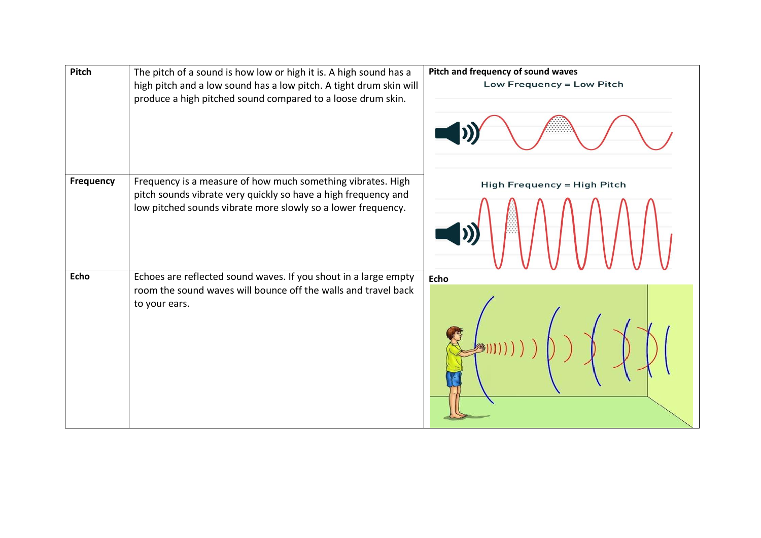| | | |
|---|---|---|
| **Pitch** | The pitch of a sound is how low or high it is. A high sound has a high pitch and a low sound has a low pitch. A tight drum skin will produce a high pitched sound compared to a loose drum skin. | **Pitch and frequency of sound waves**<br>Low Frequency = Low Pitch<br>High Frequency = High Pitch |
| **Frequency** | Frequency is a measure of how much something vibrates. High pitch sounds vibrate very quickly so have a high frequency and low pitched sounds vibrate more slowly so a lower frequency. | |
| **Echo** | Echoes are reflected sound waves. If you shout in a large empty room the sound waves will bounce off the walls and travel back to your ears. | **Echo** |